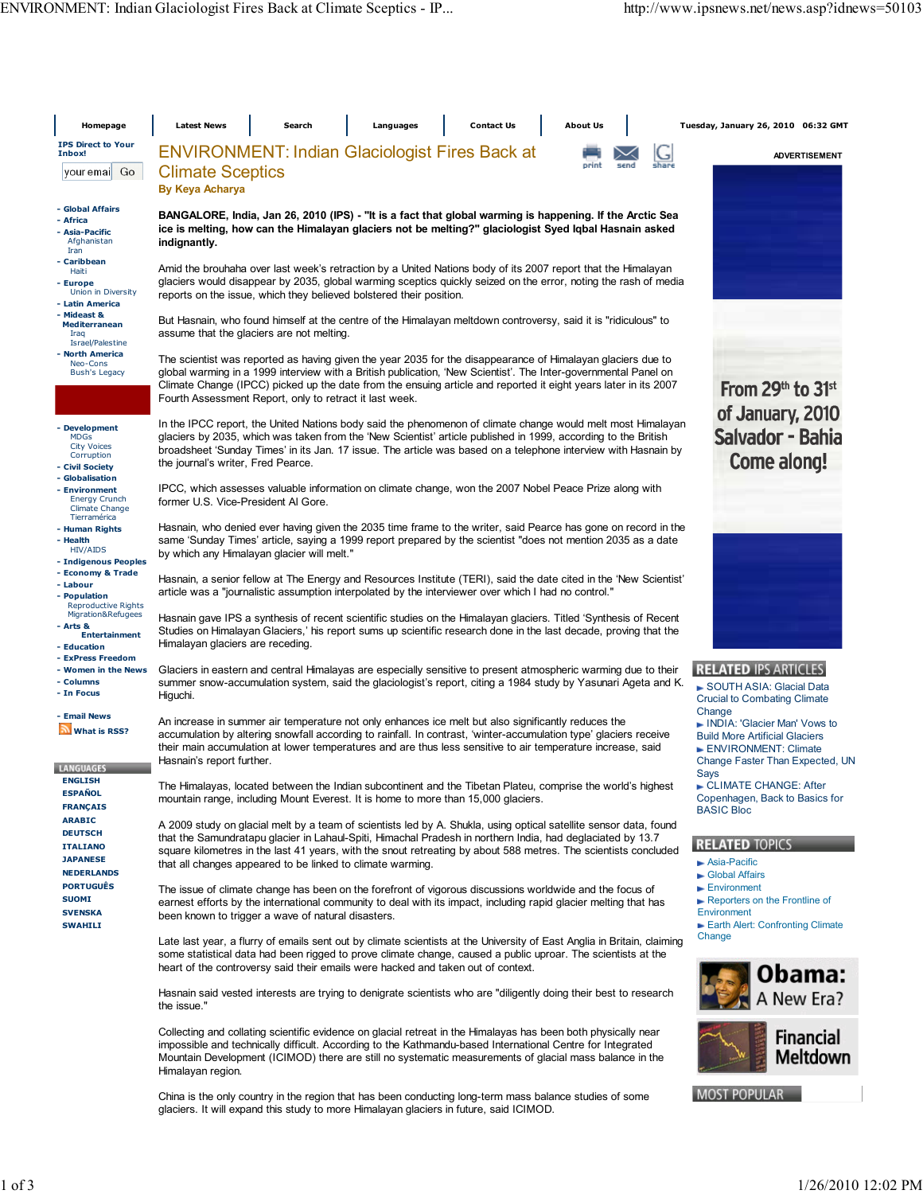# ENVIRONMENT: Indian Glaciologist Fires Back at Climate Sceptics

**By Keya Acharya**

**BANGALORE, India, Jan 26, 2010 (IPS) - "It is a fact that global warming is happening. If the Arctic Sea ice is melting, how can the Himalayan glaciers not be melting?" glaciologist Syed Iqbal Hasnain asked indignantly.**

Amid the brouhaha over last week's retraction by a United Nations body of its 2007 report that the Himalayan glaciers would disappear by 2035, global warming sceptics quickly seized on the error, noting the rash of media reports on the issue, which they believed bolstered their position.

But Hasnain, who found himself at the centre of the Himalayan meltdown controversy, said it is "ridiculous" to assume that the glaciers are not melting.

The scientist was reported as having given the year 2035 for the disappearance of Himalayan glaciers due to global warming in a 1999 interview with a British publication, 'New Scientist'. The Inter-governmental Panel on Climate Change (IPCC) picked up the date from the ensuing article and reported it eight years later in its 2007 Fourth Assessment Report, only to retract it last week.

In the IPCC report, the United Nations body said the phenomenon of climate change would melt most Himalayan glaciers by 2035, which was taken from the 'New Scientist' article published in 1999, according to the British broadsheet 'Sunday Times' in its Jan. 17 issue. The article was based on a telephone interview with Hasnain by the journal's writer, Fred Pearce.

IPCC, which assesses valuable information on climate change, won the 2007 Nobel Peace Prize along with former U.S. Vice-President Al Gore.

Hasnain, who denied ever having given the 2035 time frame to the writer, said Pearce has gone on record in the same 'Sunday Times' article, saying a 1999 report prepared by the scientist "does not mention 2035 as a date by which any Himalayan glacier will melt."

Hasnain, a senior fellow at The Energy and Resources Institute (TERI), said the date cited in the 'New Scientist' article was a "journalistic assumption interpolated by the interviewer over which I had no control."

Hasnain gave IPS a synthesis of recent scientific studies on the Himalayan glaciers. Titled 'Synthesis of Recent Studies on Himalayan Glaciers,' his report sums up scientific research done in the last decade, proving that the Himalayan glaciers are receding.

Glaciers in eastern and central Himalayas are especially sensitive to present atmospheric warming due to their summer snow-accumulation system, said the glaciologist's report, citing a 1984 study by Yasunari Ageta and K. Higuchi.

An increase in summer air temperature not only enhances ice melt but also significantly reduces the accumulation by altering snowfall according to rainfall. In contrast, 'winter-accumulation type' glaciers receive their main accumulation at lower temperatures and are thus less sensitive to air temperature increase, said Hasnain's report further.

The Himalayas, located between the Indian subcontinent and the Tibetan Plateu, comprise the world's highest mountain range, including Mount Everest. It is home to more than 15,000 glaciers.

A 2009 study on glacial melt by a team of scientists led by A. Shukla, using optical satellite sensor data, found that the Samundratapu glacier in Lahaul-Spiti, Himachal Pradesh in northern India, had deglaciated by 13.7 square kilometres in the last 41 years, with the snout retreating by about 588 metres. The scientists concluded that all changes appeared to be linked to climate warming.

The issue of climate change has been on the forefront of vigorous discussions worldwide and the focus of earnest efforts by the international community to deal with its impact, including rapid glacier melting that has been known to trigger a wave of natural disasters.

Late last year, a flurry of emails sent out by climate scientists at the University of East Anglia in Britain, claiming some statistical data had been rigged to prove climate change, caused a public uproar. The scientists at the heart of the controversy said their emails were hacked and taken out of context.

Hasnain said vested interests are trying to denigrate scientists who are "diligently doing their best to research the issue."

Collecting and collating scientific evidence on glacial retreat in the Himalayas has been both physically near impossible and technically difficult. According to the Kathmandu-based International Centre for Integrated Mountain Development (ICIMOD) there are still no systematic measurements of glacial mass balance in the Himalayan region.

China is the only country in the region that has been conducting long-term mass balance studies of some glaciers. It will expand this study to more Himalayan glaciers in future, said ICIMOD.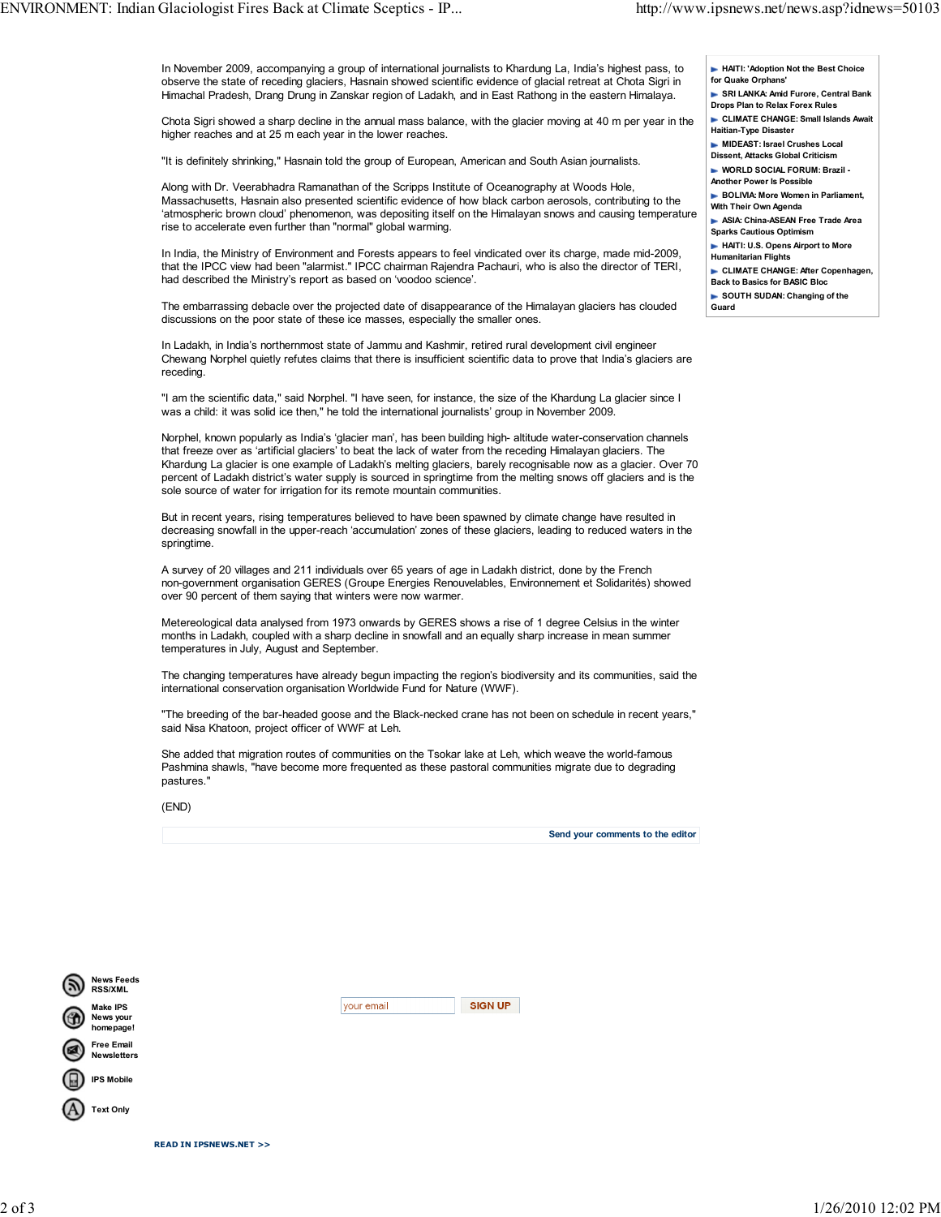In November 2009, accompanying a group of international journalists to Khardung La, India's highest pass, to observe the state of receding glaciers, Hasnain showed scientific evidence of glacial retreat at Chota Sigri in Himachal Pradesh, Drang Drung in Zanskar region of Ladakh, and in East Rathong in the eastern Himalaya.

Chota Sigri showed a sharp decline in the annual mass balance, with the glacier moving at 40 m per year in the higher reaches and at 25 m each year in the lower reaches.

"It is definitely shrinking," Hasnain told the group of European, American and South Asian journalists.

Along with Dr. Veerabhadra Ramanathan of the Scripps Institute of Oceanography at Woods Hole, Massachusetts, Hasnain also presented scientific evidence of how black carbon aerosols, contributing to the 'atmospheric brown cloud' phenomenon, was depositing itself on the Himalayan snows and causing temperature rise to accelerate even further than "normal" global warming.

In India, the Ministry of Environment and Forests appears to feel vindicated over its charge, made mid-2009, that the IPCC view had been "alarmist." IPCC chairman Rajendra Pachauri, who is also the director of TERI, had described the Ministry's report as based on 'voodoo science'.

The embarrassing debacle over the projected date of disappearance of the Himalayan glaciers has clouded discussions on the poor state of these ice masses, especially the smaller ones.

In Ladakh, in India's northernmost state of Jammu and Kashmir, retired rural development civil engineer Chewang Norphel quietly refutes claims that there is insufficient scientific data to prove that India's glaciers are receding.

"I am the scientific data," said Norphel. "I have seen, for instance, the size of the Khardung La glacier since I was a child: it was solid ice then," he told the international journalists' group in November 2009.

Norphel, known popularly as India's 'glacier man', has been building high- altitude water-conservation channels that freeze over as 'artificial glaciers' to beat the lack of water from the receding Himalayan glaciers. The Khardung La glacier is one example of Ladakh's melting glaciers, barely recognisable now as a glacier. Over 70 percent of Ladakh district's water supply is sourced in springtime from the melting snows off glaciers and is the sole source of water for irrigation for its remote mountain communities.

But in recent years, rising temperatures believed to have been spawned by climate change have resulted in decreasing snowfall in the upper-reach 'accumulation' zones of these glaciers, leading to reduced waters in the springtime.

A survey of 20 villages and 211 individuals over 65 years of age in Ladakh district, done by the French non-government organisation GERES (Groupe Energies Renouvelables, Environnement et Solidarités) showed over 90 percent of them saying that winters were now warmer.

Metereological data analysed from 1973 onwards by GERES shows a rise of 1 degree Celsius in the winter months in Ladakh, coupled with a sharp decline in snowfall and an equally sharp increase in mean summer temperatures in July, August and September.

The changing temperatures have already begun impacting the region's biodiversity and its communities, said the international conservation organisation Worldwide Fund for Nature (WWF).

"The breeding of the bar-headed goose and the Black-necked crane has not been on schedule in recent years," said Nisa Khatoon, project officer of WWF at Leh.

She added that migration routes of communities on the Tsokar lake at Leh, which weave the world-famous Pashmina shawls, "have become more frequented as these pastoral communities migrate due to degrading pastures."

(END)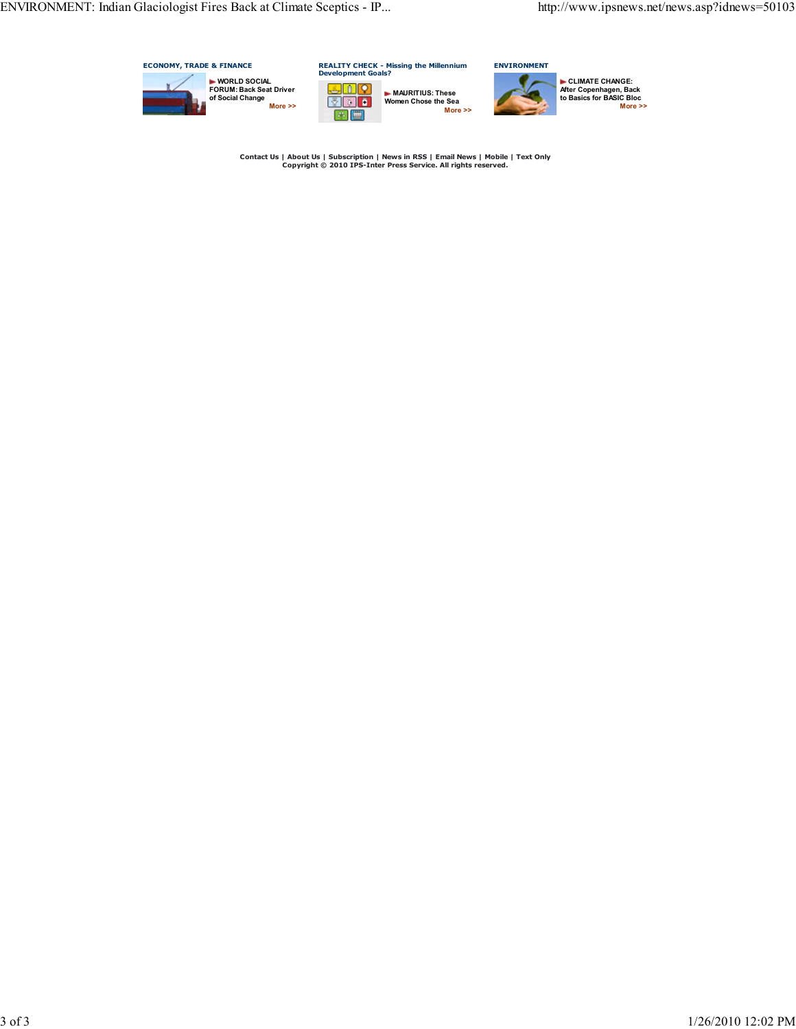**ECONOMY, TRADE & FINANCE**

WORLD SOCIAL FORUM: Back Seat Driver of Social Change
More >>

**REALITY CHECK - Missing the Millennium Development Goals?**

MAURITIUS: These Women Chose the Sea
More >>

**ENVIRONMENT**

CLIMATE CHANGE: After Copenhagen, Back to Basics for BASIC Bloc
More >>

Contact Us | About Us | Subscription | News in RSS | Email News | Mobile | Text Only
Copyright © 2010 IPS-Inter Press Service. All rights reserved.